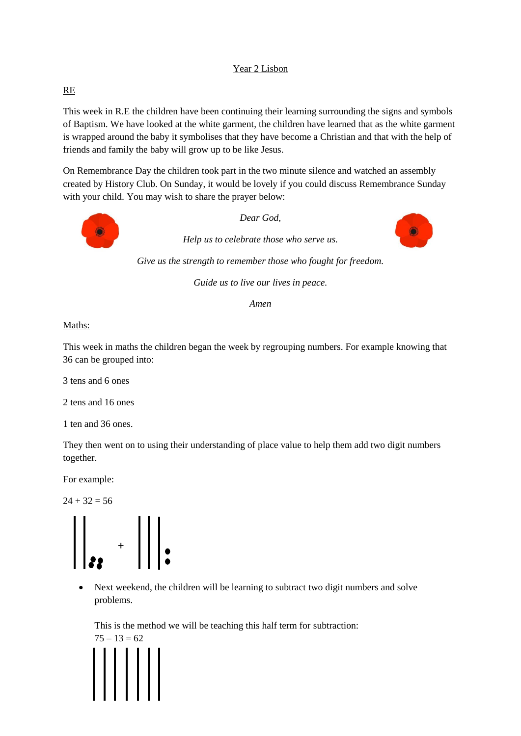# Year 2 Lisbon

## RE

This week in R.E the children have been continuing their learning surrounding the signs and symbols of Baptism. We have looked at the white garment, the children have learned that as the white garment is wrapped around the baby it symbolises that they have become a Christian and that with the help of friends and family the baby will grow up to be like Jesus.

On Remembrance Day the children took part in the two minute silence and watched an assembly created by History Club. On Sunday, it would be lovely if you could discuss Remembrance Sunday with your child. You may wish to share the prayer below:

*Dear God,*

*Help us to celebrate those who serve us.*

*Give us the strength to remember those who fought for freedom.*

*Guide us to live our lives in peace.*

*Amen*

## Maths:

This week in maths the children began the week by regrouping numbers. For example knowing that 36 can be grouped into:

3 tens and 6 ones

2 tens and 16 ones

1 ten and 36 ones.

They then went on to using their understanding of place value to help them add two digit numbers together.

For example:

24 + 32 = 56

+

- Next weekend, the children will be learning to subtract two digit numbers and solve problems.

  This is the method we will be teaching this half term for subtraction:
  75 – 13 = 62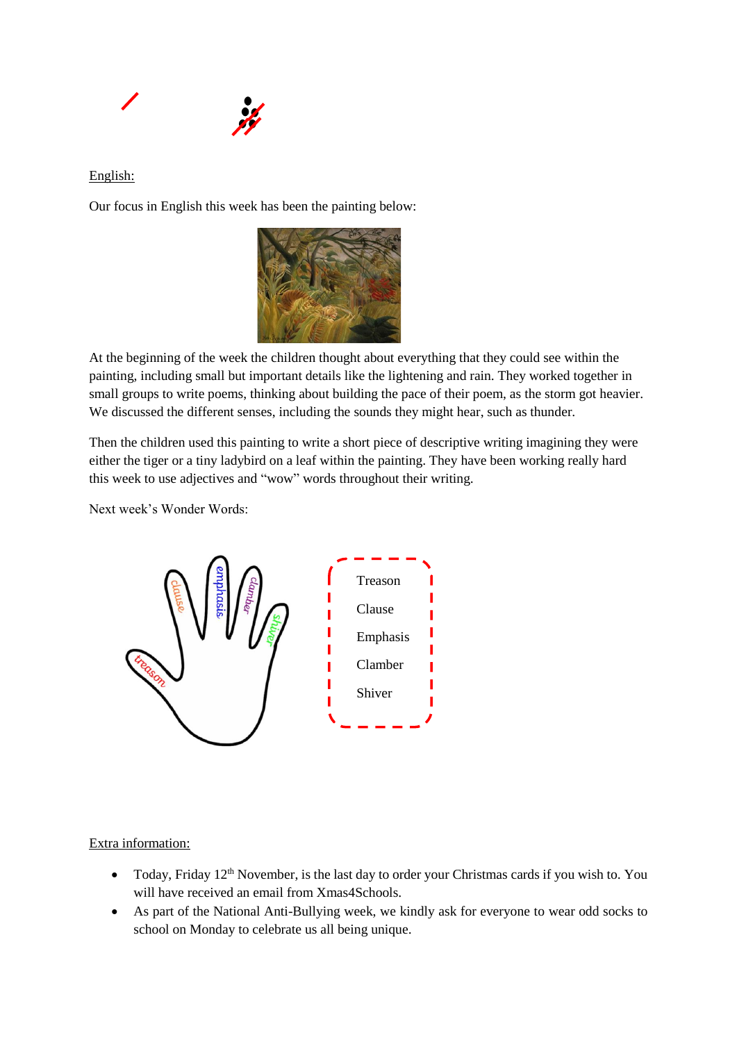English:

Our focus in English this week has been the painting below:

At the beginning of the week the children thought about everything that they could see within the painting, including small but important details like the lightening and rain. They worked together in small groups to write poems, thinking about building the pace of their poem, as the storm got heavier. We discussed the different senses, including the sounds they might hear, such as thunder.

Then the children used this painting to write a short piece of descriptive writing imagining they were either the tiger or a tiny ladybird on a leaf within the painting. They have been working really hard this week to use adjectives and "wow" words throughout their writing.

Next week's Wonder Words:

Treason

Clause

Emphasis

Clamber

Shiver

Extra information:

- Today, Friday 12th November, is the last day to order your Christmas cards if you wish to. You will have received an email from Xmas4Schools.
- As part of the National Anti-Bullying week, we kindly ask for everyone to wear odd socks to school on Monday to celebrate us all being unique.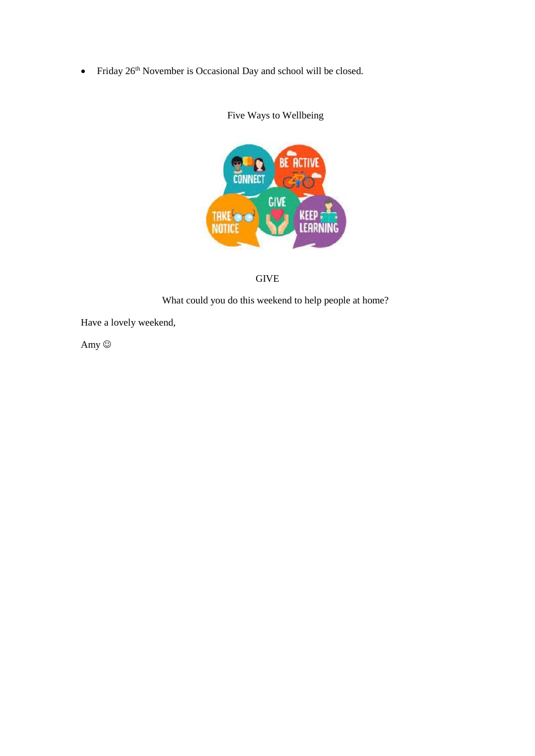- Friday 26th November is Occasional Day and school will be closed.

Five Ways to Wellbeing

GIVE

What could you do this weekend to help people at home?

Have a lovely weekend,

Amy ☺